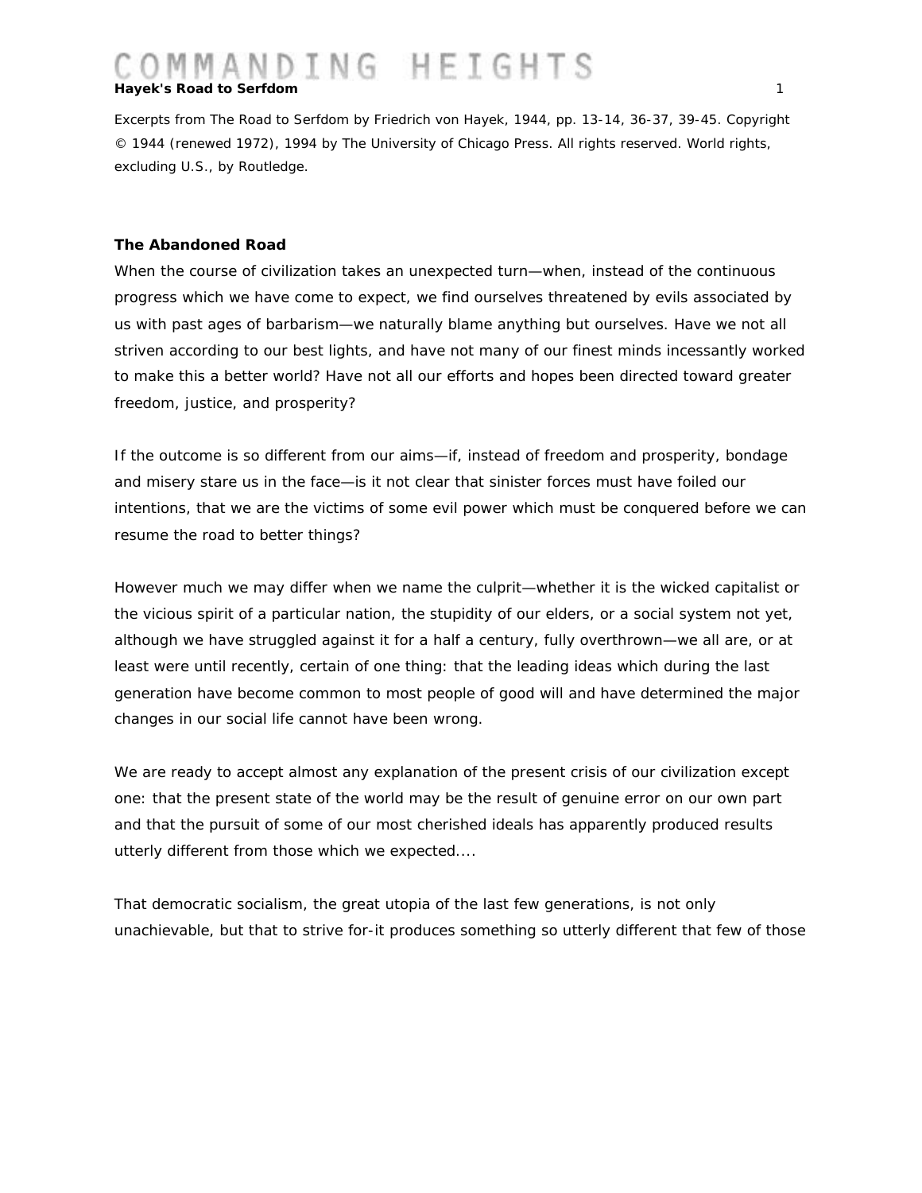Excerpts from The Road to Serfdom by Friedrich von Hayek, 1944, pp. 13-14, 36-37, 39-45. Copyright © 1944 (renewed 1972), 1994 by The University of Chicago Press. All rights reserved. World rights, excluding U.S., by Routledge.

### The Abandoned Road

When the course of civilization takes an unexpected turn—when, instead of the continuous progress which we have come to expect, we find ourselves threatened by evils associated by us with past ages of barbarism—we naturally blame anything but ourselves. Have we not all striven according to our best lights, and have not many of our finest minds incessantly worked to make this a better world? Have not all our efforts and hopes been directed toward greater freedom, justice, and prosperity?

If the outcome is so different from our aims—if, instead of freedom and prosperity, bondage and misery stare us in the face—is it not clear that sinister forces must have foiled our intentions, that we are the victims of some evil power which must be conquered before we can resume the road to better things?

However much we may differ when we name the culprit—whether it is the wicked capitalist or the vicious spirit of a particular nation, the stupidity of our elders, or a social system not yet, although we have struggled against it for a half a century, fully overthrown—we all are, or at least were until recently, certain of one thing: that the leading ideas which during the last generation have become common to most people of good will and have determined the major changes in our social life cannot have been wrong.

We are ready to accept almost any explanation of the present crisis of our civilization except one: that the present state of the world may be the result of genuine error on our own part and that the pursuit of some of our most cherished ideals has apparently produced results utterly different from those which we expected....

That democratic socialism, the great utopia of the last few generations, is not only unachievable, but that to strive for-it produces something so utterly different that few of those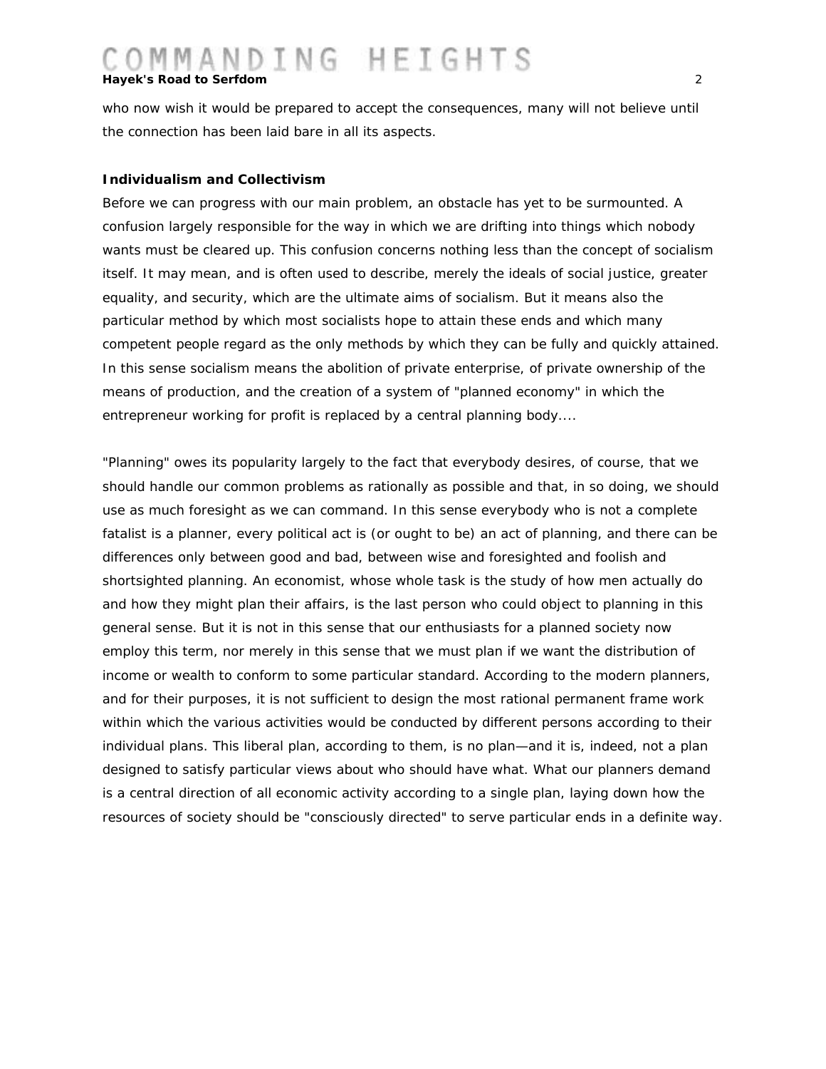who now wish it would be prepared to accept the consequences, many will not believe until the connection has been laid bare in all its aspects.

**Individualism and Collectivism**

Before we can progress with our main problem, an obstacle has yet to be surmounted. A confusion largely responsible for the way in which we are drifting into things which nobody wants must be cleared up. This confusion concerns nothing less than the concept of socialism itself. It may mean, and is often used to describe, merely the ideals of social justice, greater equality, and security, which are the ultimate aims of socialism. But it means also the particular method by which most socialists hope to attain these ends and which many competent people regard as the only methods by which they can be fully and quickly attained. In this sense socialism means the abolition of private enterprise, of private ownership of the means of production, and the creation of a system of "planned economy" in which the entrepreneur working for profit is replaced by a central planning body....

"Planning" owes its popularity largely to the fact that everybody desires, of course, that we should handle our common problems as rationally as possible and that, in so doing, we should use as much foresight as we can command. In this sense everybody who is not a complete fatalist is a planner, every political act is (or ought to be) an act of planning, and there can be differences only between good and bad, between wise and foresighted and foolish and shortsighted planning. An economist, whose whole task is the study of how men actually do and how they might plan their affairs, is the last person who could object to planning in this general sense. But it is not in this sense that our enthusiasts for a planned society now employ this term, nor merely in this sense that we must plan if we want the distribution of income or wealth to conform to some particular standard. According to the modern planners, and for their purposes, it is not sufficient to design the most rational permanent frame work within which the various activities would be conducted by different persons according to their individual plans. This liberal plan, according to them, is no plan—and it is, indeed, not a plan designed to satisfy particular views about who should have what. What our planners demand is a central direction of all economic activity according to a single plan, laying down how the resources of society should be "consciously directed" to serve particular ends in a definite way.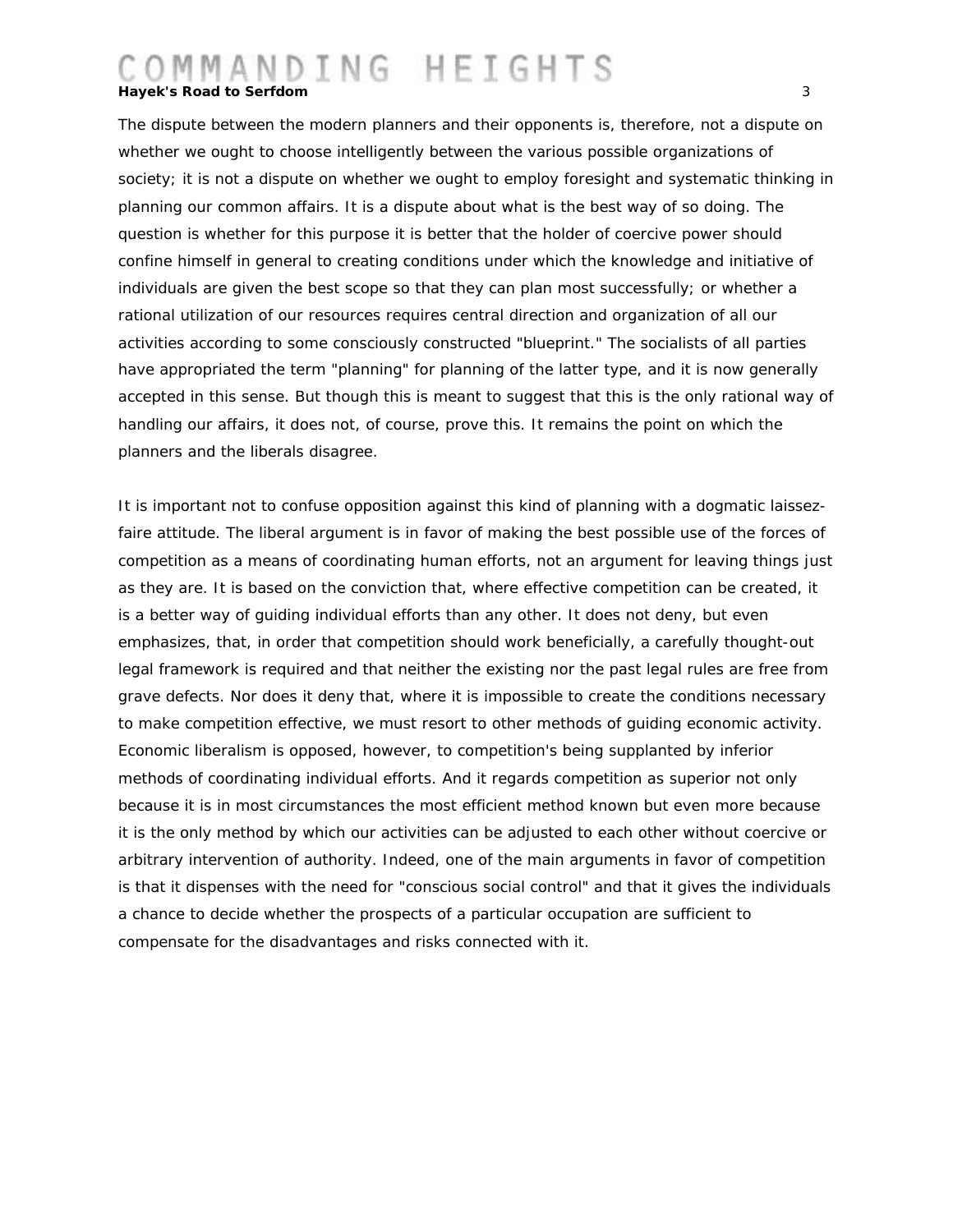The dispute between the modern planners and their opponents is, therefore, not a dispute on whether we ought to choose intelligently between the various possible organizations of society; it is not a dispute on whether we ought to employ foresight and systematic thinking in planning our common affairs. It is a dispute about what is the best way of so doing. The question is whether for this purpose it is better that the holder of coercive power should confine himself in general to creating conditions under which the knowledge and initiative of individuals are given the best scope so that they can plan most successfully; or whether a rational utilization of our resources requires central direction and organization of all our activities according to some consciously constructed "blueprint." The socialists of all parties have appropriated the term "planning" for planning of the latter type, and it is now generally accepted in this sense. But though this is meant to suggest that this is the only rational way of handling our affairs, it does not, of course, prove this. It remains the point on which the planners and the liberals disagree.

It is important not to confuse opposition against this kind of planning with a dogmatic laissez-faire attitude. The liberal argument is in favor of making the best possible use of the forces of competition as a means of coordinating human efforts, not an argument for leaving things just as they are. It is based on the conviction that, where effective competition can be created, it is a better way of guiding individual efforts than any other. It does not deny, but even emphasizes, that, in order that competition should work beneficially, a carefully thought-out legal framework is required and that neither the existing nor the past legal rules are free from grave defects. Nor does it deny that, where it is impossible to create the conditions necessary to make competition effective, we must resort to other methods of guiding economic activity. Economic liberalism is opposed, however, to competition's being supplanted by inferior methods of coordinating individual efforts. And it regards competition as superior not only because it is in most circumstances the most efficient method known but even more because it is the only method by which our activities can be adjusted to each other without coercive or arbitrary intervention of authority. Indeed, one of the main arguments in favor of competition is that it dispenses with the need for "conscious social control" and that it gives the individuals a chance to decide whether the prospects of a particular occupation are sufficient to compensate for the disadvantages and risks connected with it.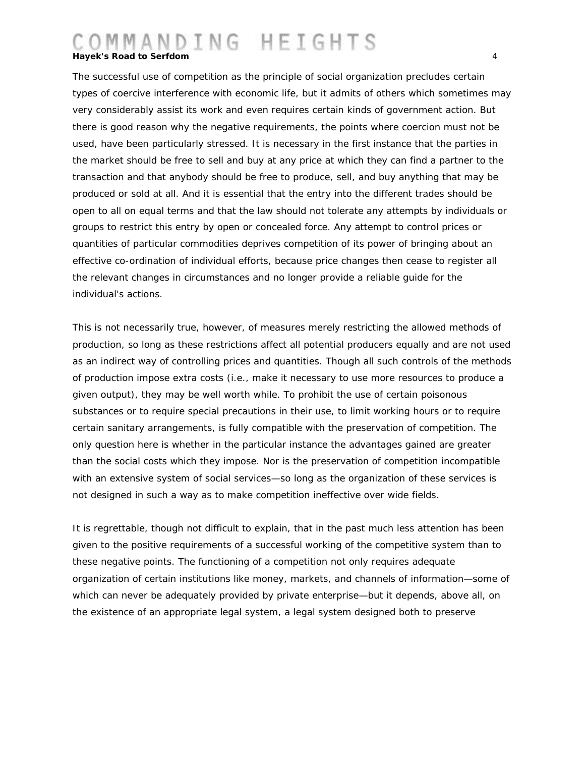The successful use of competition as the principle of social organization precludes certain types of coercive interference with economic life, but it admits of others which sometimes may very considerably assist its work and even requires certain kinds of government action. But there is good reason why the negative requirements, the points where coercion must not be used, have been particularly stressed. It is necessary in the first instance that the parties in the market should be free to sell and buy at any price at which they can find a partner to the transaction and that anybody should be free to produce, sell, and buy anything that may be produced or sold at all. And it is essential that the entry into the different trades should be open to all on equal terms and that the law should not tolerate any attempts by individuals or groups to restrict this entry by open or concealed force. Any attempt to control prices or quantities of particular commodities deprives competition of its power of bringing about an effective co-ordination of individual efforts, because price changes then cease to register all the relevant changes in circumstances and no longer provide a reliable guide for the individual's actions.

This is not necessarily true, however, of measures merely restricting the allowed methods of production, so long as these restrictions affect all potential producers equally and are not used as an indirect way of controlling prices and quantities. Though all such controls of the methods of production impose extra costs (i.e., make it necessary to use more resources to produce a given output), they may be well worth while. To prohibit the use of certain poisonous substances or to require special precautions in their use, to limit working hours or to require certain sanitary arrangements, is fully compatible with the preservation of competition. The only question here is whether in the particular instance the advantages gained are greater than the social costs which they impose. Nor is the preservation of competition incompatible with an extensive system of social services—so long as the organization of these services is not designed in such a way as to make competition ineffective over wide fields.

It is regrettable, though not difficult to explain, that in the past much less attention has been given to the positive requirements of a successful working of the competitive system than to these negative points. The functioning of a competition not only requires adequate organization of certain institutions like money, markets, and channels of information—some of which can never be adequately provided by private enterprise—but it depends, above all, on the existence of an appropriate legal system, a legal system designed both to preserve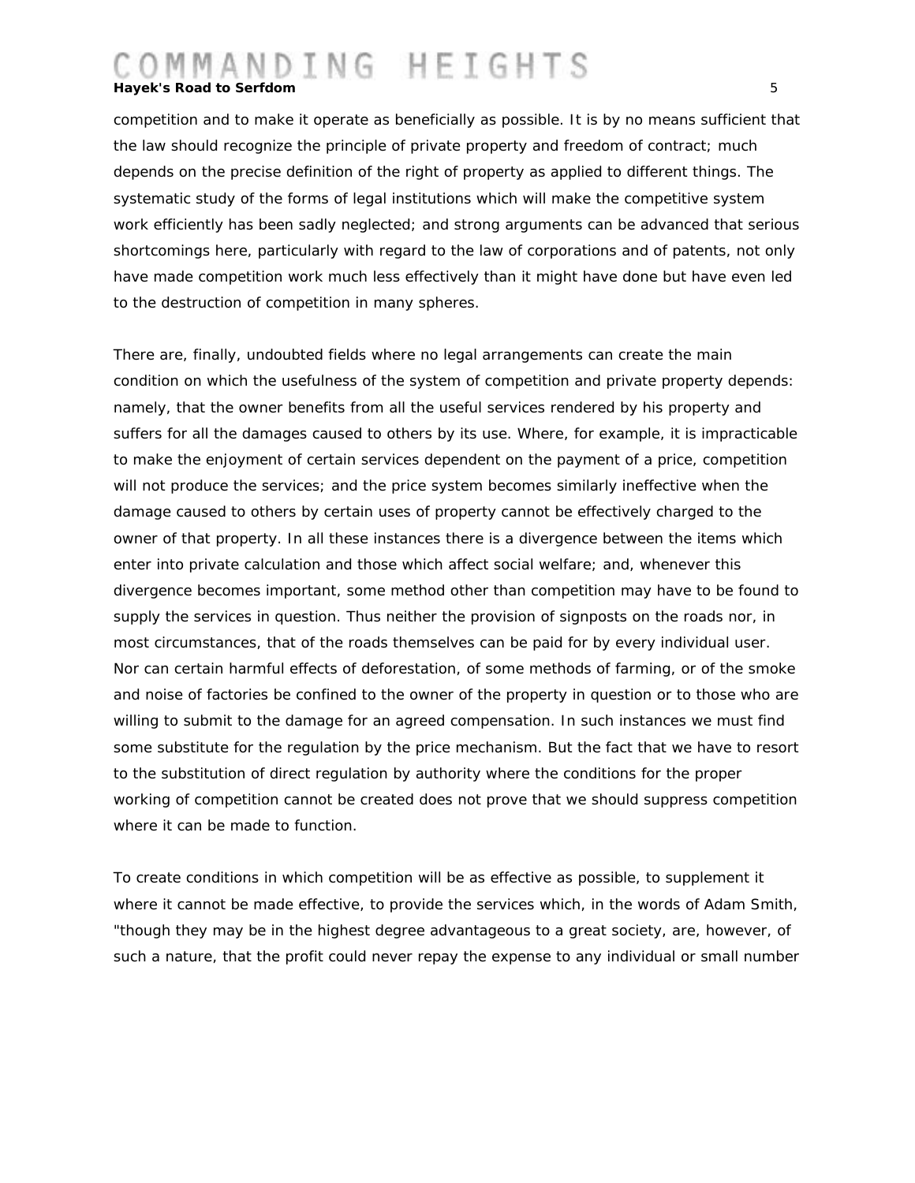competition and to make it operate as beneficially as possible. It is by no means sufficient that the law should recognize the principle of private property and freedom of contract; much depends on the precise definition of the right of property as applied to different things. The systematic study of the forms of legal institutions which will make the competitive system work efficiently has been sadly neglected; and strong arguments can be advanced that serious shortcomings here, particularly with regard to the law of corporations and of patents, not only have made competition work much less effectively than it might have done but have even led to the destruction of competition in many spheres.

There are, finally, undoubted fields where no legal arrangements can create the main condition on which the usefulness of the system of competition and private property depends: namely, that the owner benefits from all the useful services rendered by his property and suffers for all the damages caused to others by its use. Where, for example, it is impracticable to make the enjoyment of certain services dependent on the payment of a price, competition will not produce the services; and the price system becomes similarly ineffective when the damage caused to others by certain uses of property cannot be effectively charged to the owner of that property. In all these instances there is a divergence between the items which enter into private calculation and those which affect social welfare; and, whenever this divergence becomes important, some method other than competition may have to be found to supply the services in question. Thus neither the provision of signposts on the roads nor, in most circumstances, that of the roads themselves can be paid for by every individual user. Nor can certain harmful effects of deforestation, of some methods of farming, or of the smoke and noise of factories be confined to the owner of the property in question or to those who are willing to submit to the damage for an agreed compensation. In such instances we must find some substitute for the regulation by the price mechanism. But the fact that we have to resort to the substitution of direct regulation by authority where the conditions for the proper working of competition cannot be created does not prove that we should suppress competition where it can be made to function.

To create conditions in which competition will be as effective as possible, to supplement it where it cannot be made effective, to provide the services which, in the words of Adam Smith, "though they may be in the highest degree advantageous to a great society, are, however, of such a nature, that the profit could never repay the expense to any individual or small number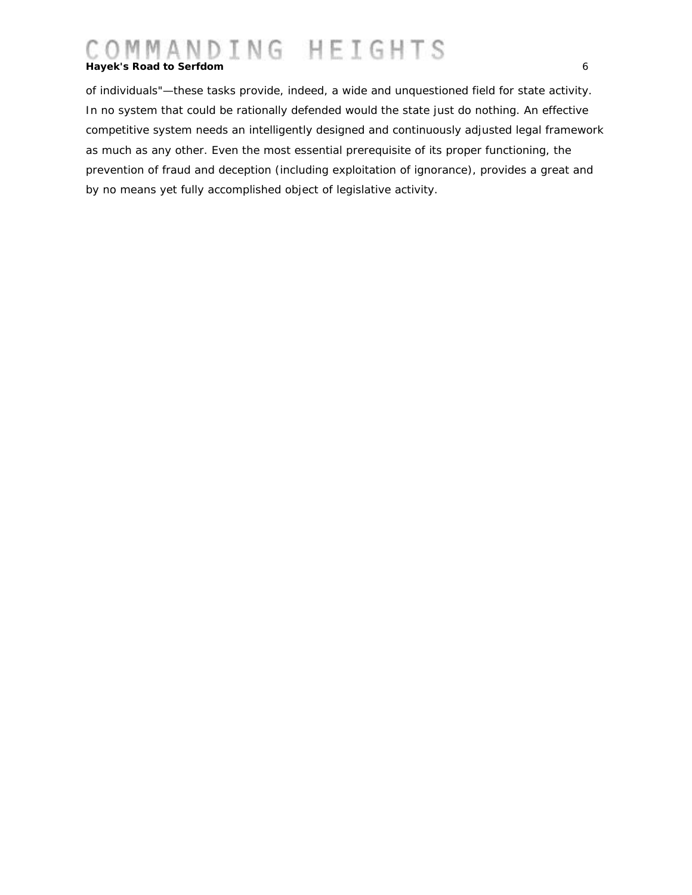of individuals"—these tasks provide, indeed, a wide and unquestioned field for state activity. In no system that could be rationally defended would the state just do nothing. An effective competitive system needs an intelligently designed and continuously adjusted legal framework as much as any other. Even the most essential prerequisite of its proper functioning, the prevention of fraud and deception (including exploitation of ignorance), provides a great and by no means yet fully accomplished object of legislative activity.